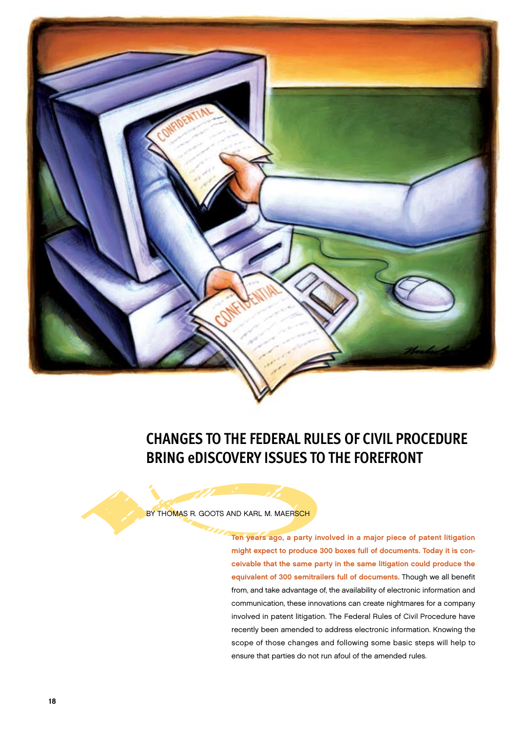# CHANGES TO THE FEDERAL RULES OF CIVIL PROCEDURE BRING eDISCOVERY ISSUES TO THE FOREFRONT

BY THOMAS R. GOOTS AND KARL M. MAERSCH

**Ten years ago, a party involved in a major piece of patent litigation might expect to produce 300 boxes full of documents. Today it is conceivable that the same party in the same litigation could produce the equivalent of 300 semitrailers full of documents.** Though we all benefit from, and take advantage of, the availability of electronic information and communication, these innovations can create nightmares for a company involved in patent litigation. The Federal Rules of Civil Procedure have recently been amended to address electronic information. Knowing the scope of those changes and following some basic steps will help to ensure that parties do not run afoul of the amended rules.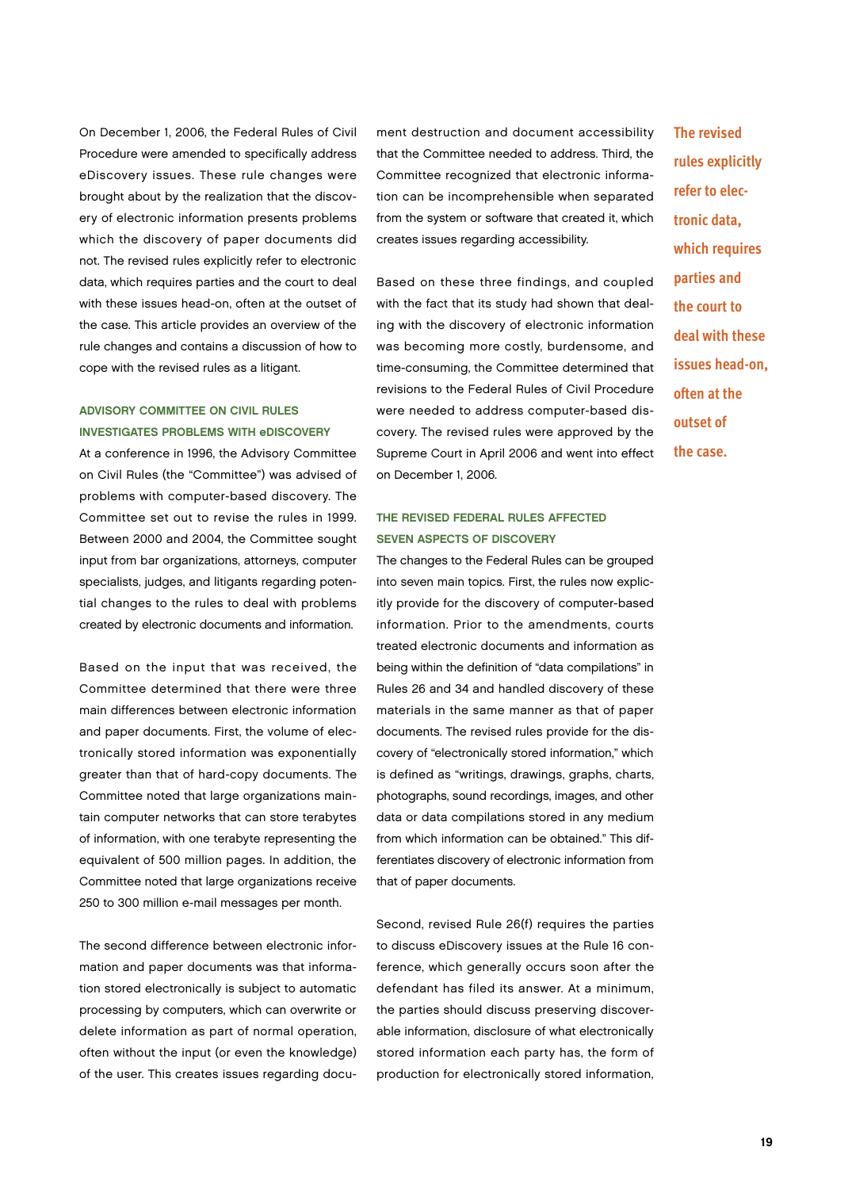On December 1, 2006, the Federal Rules of Civil Procedure were amended to specifically address eDiscovery issues. These rule changes were brought about by the realization that the discovery of electronic information presents problems which the discovery of paper documents did not. The revised rules explicitly refer to electronic data, which requires parties and the court to deal with these issues head-on, often at the outset of the case. This article provides an overview of the rule changes and contains a discussion of how to cope with the revised rules as a litigant.

## ADVISORY COMMITTEE ON CIVIL RULES INVESTIGATES PROBLEMS WITH eDISCOVERY

At a conference in 1996, the Advisory Committee on Civil Rules (the "Committee") was advised of problems with computer-based discovery. The Committee set out to revise the rules in 1999. Between 2000 and 2004, the Committee sought input from bar organizations, attorneys, computer specialists, judges, and litigants regarding potential changes to the rules to deal with problems created by electronic documents and information.

Based on the input that was received, the Committee determined that there were three main differences between electronic information and paper documents. First, the volume of electronically stored information was exponentially greater than that of hard-copy documents. The Committee noted that large organizations maintain computer networks that can store terabytes of information, with one terabyte representing the equivalent of 500 million pages. In addition, the Committee noted that large organizations receive 250 to 300 million e-mail messages per month.

The second difference between electronic information and paper documents was that information stored electronically is subject to automatic processing by computers, which can overwrite or delete information as part of normal operation, often without the input (or even the knowledge) of the user. This creates issues regarding document destruction and document accessibility that the Committee needed to address. Third, the Committee recognized that electronic information can be incomprehensible when separated from the system or software that created it, which creates issues regarding accessibility.

Based on these three findings, and coupled with the fact that its study had shown that dealing with the discovery of electronic information was becoming more costly, burdensome, and time-consuming, the Committee determined that revisions to the Federal Rules of Civil Procedure were needed to address computer-based discovery. The revised rules were approved by the Supreme Court in April 2006 and went into effect on December 1, 2006.

## THE REVISED FEDERAL RULES AFFECTED SEVEN ASPECTS OF DISCOVERY

The changes to the Federal Rules can be grouped into seven main topics. First, the rules now explicitly provide for the discovery of computer-based information. Prior to the amendments, courts treated electronic documents and information as being within the definition of "data compilations" in Rules 26 and 34 and handled discovery of these materials in the same manner as that of paper documents. The revised rules provide for the discovery of "electronically stored information," which is defined as "writings, drawings, graphs, charts, photographs, sound recordings, images, and other data or data compilations stored in any medium from which information can be obtained." This differentiates discovery of electronic information from that of paper documents.

Second, revised Rule 26(f) requires the parties to discuss eDiscovery issues at the Rule 16 conference, which generally occurs soon after the defendant has filed its answer. At a minimum, the parties should discuss preserving discoverable information, disclosure of what electronically stored information each party has, the form of production for electronically stored information,

**The revised rules explicitly refer to electronic data, which requires parties and the court to deal with these issues head-on, often at the outset of the case.**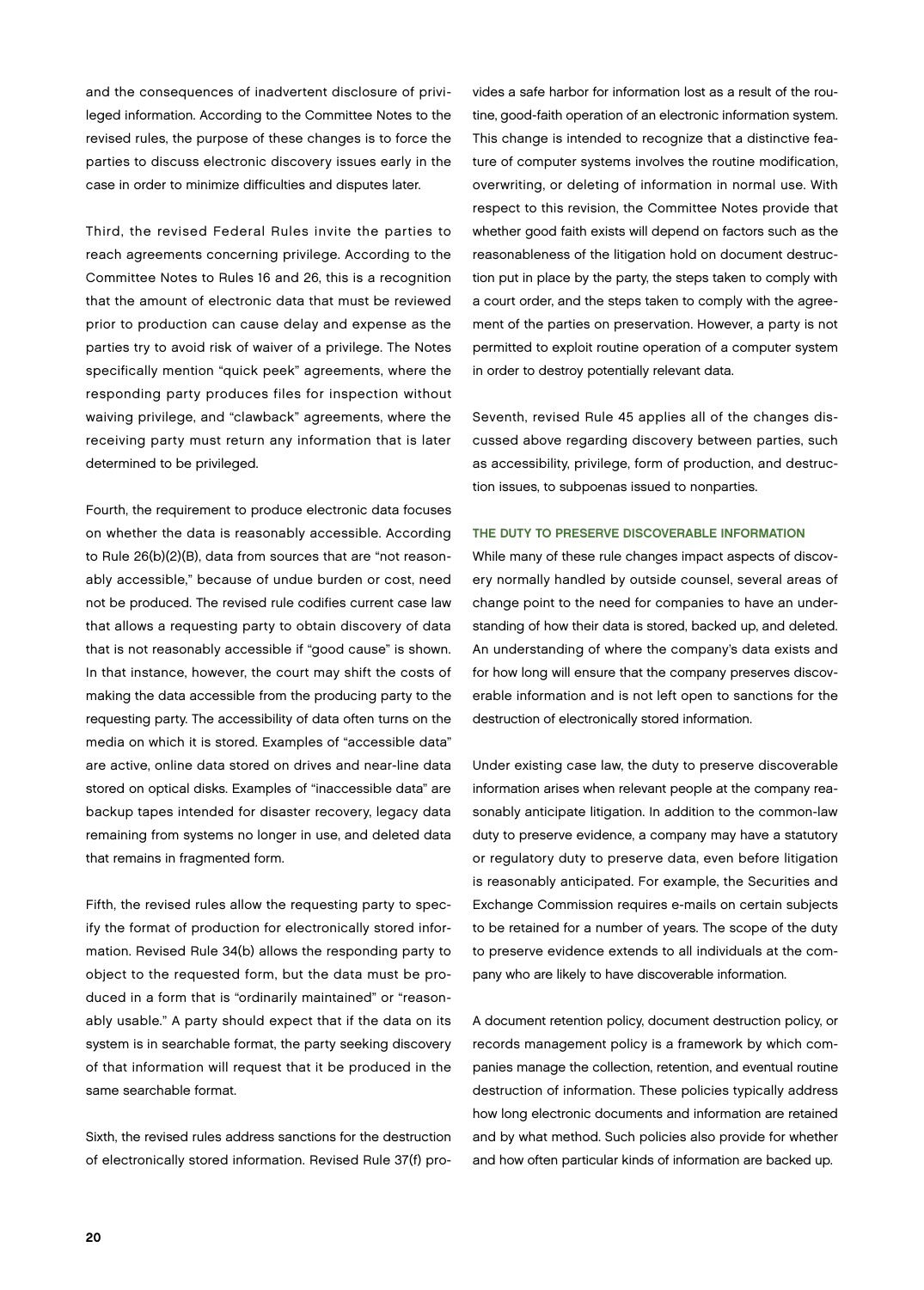and the consequences of inadvertent disclosure of privileged information. According to the Committee Notes to the revised rules, the purpose of these changes is to force the parties to discuss electronic discovery issues early in the case in order to minimize difficulties and disputes later.

Third, the revised Federal Rules invite the parties to reach agreements concerning privilege. According to the Committee Notes to Rules 16 and 26, this is a recognition that the amount of electronic data that must be reviewed prior to production can cause delay and expense as the parties try to avoid risk of waiver of a privilege. The Notes specifically mention "quick peek" agreements, where the responding party produces files for inspection without waiving privilege, and "clawback" agreements, where the receiving party must return any information that is later determined to be privileged.

Fourth, the requirement to produce electronic data focuses on whether the data is reasonably accessible. According to Rule 26(b)(2)(B), data from sources that are "not reasonably accessible," because of undue burden or cost, need not be produced. The revised rule codifies current case law that allows a requesting party to obtain discovery of data that is not reasonably accessible if "good cause" is shown. In that instance, however, the court may shift the costs of making the data accessible from the producing party to the requesting party. The accessibility of data often turns on the media on which it is stored. Examples of "accessible data" are active, online data stored on drives and near-line data stored on optical disks. Examples of "inaccessible data" are backup tapes intended for disaster recovery, legacy data remaining from systems no longer in use, and deleted data that remains in fragmented form.

Fifth, the revised rules allow the requesting party to specify the format of production for electronically stored information. Revised Rule 34(b) allows the responding party to object to the requested form, but the data must be produced in a form that is "ordinarily maintained" or "reasonably usable." A party should expect that if the data on its system is in searchable format, the party seeking discovery of that information will request that it be produced in the same searchable format.

Sixth, the revised rules address sanctions for the destruction of electronically stored information. Revised Rule 37(f) provides a safe harbor for information lost as a result of the routine, good-faith operation of an electronic information system. This change is intended to recognize that a distinctive feature of computer systems involves the routine modification, overwriting, or deleting of information in normal use. With respect to this revision, the Committee Notes provide that whether good faith exists will depend on factors such as the reasonableness of the litigation hold on document destruction put in place by the party, the steps taken to comply with a court order, and the steps taken to comply with the agreement of the parties on preservation. However, a party is not permitted to exploit routine operation of a computer system in order to destroy potentially relevant data.

Seventh, revised Rule 45 applies all of the changes discussed above regarding discovery between parties, such as accessibility, privilege, form of production, and destruction issues, to subpoenas issued to nonparties.

## THE DUTY TO PRESERVE DISCOVERABLE INFORMATION

While many of these rule changes impact aspects of discovery normally handled by outside counsel, several areas of change point to the need for companies to have an understanding of how their data is stored, backed up, and deleted. An understanding of where the company's data exists and for how long will ensure that the company preserves discoverable information and is not left open to sanctions for the destruction of electronically stored information.

Under existing case law, the duty to preserve discoverable information arises when relevant people at the company reasonably anticipate litigation. In addition to the common-law duty to preserve evidence, a company may have a statutory or regulatory duty to preserve data, even before litigation is reasonably anticipated. For example, the Securities and Exchange Commission requires e-mails on certain subjects to be retained for a number of years. The scope of the duty to preserve evidence extends to all individuals at the company who are likely to have discoverable information.

A document retention policy, document destruction policy, or records management policy is a framework by which companies manage the collection, retention, and eventual routine destruction of information. These policies typically address how long electronic documents and information are retained and by what method. Such policies also provide for whether and how often particular kinds of information are backed up.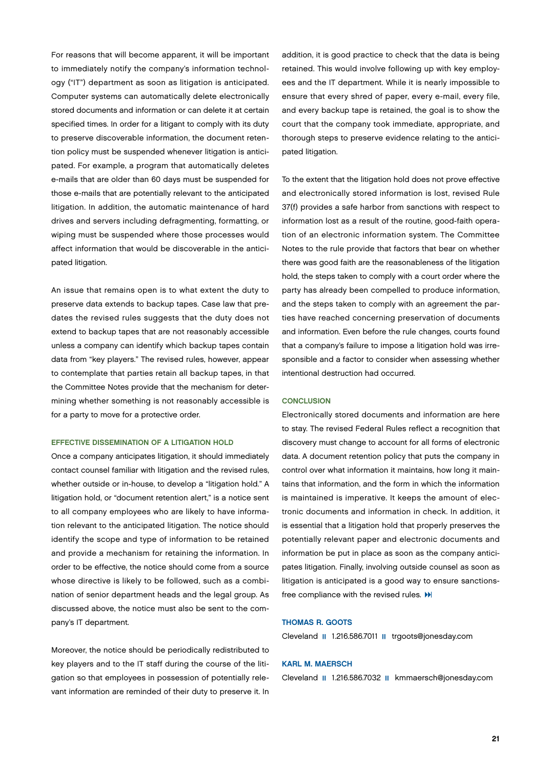For reasons that will become apparent, it will be important to immediately notify the company's information technology ("IT") department as soon as litigation is anticipated. Computer systems can automatically delete electronically stored documents and information or can delete it at certain specified times. In order for a litigant to comply with its duty to preserve discoverable information, the document retention policy must be suspended whenever litigation is anticipated. For example, a program that automatically deletes e-mails that are older than 60 days must be suspended for those e-mails that are potentially relevant to the anticipated litigation. In addition, the automatic maintenance of hard drives and servers including defragmenting, formatting, or wiping must be suspended where those processes would affect information that would be discoverable in the anticipated litigation.

An issue that remains open is to what extent the duty to preserve data extends to backup tapes. Case law that predates the revised rules suggests that the duty does not extend to backup tapes that are not reasonably accessible unless a company can identify which backup tapes contain data from "key players." The revised rules, however, appear to contemplate that parties retain all backup tapes, in that the Committee Notes provide that the mechanism for determining whether something is not reasonably accessible is for a party to move for a protective order.

### EFFECTIVE DISSEMINATION OF A LITIGATION HOLD

Once a company anticipates litigation, it should immediately contact counsel familiar with litigation and the revised rules, whether outside or in-house, to develop a "litigation hold." A litigation hold, or "document retention alert," is a notice sent to all company employees who are likely to have information relevant to the anticipated litigation. The notice should identify the scope and type of information to be retained and provide a mechanism for retaining the information. In order to be effective, the notice should come from a source whose directive is likely to be followed, such as a combination of senior department heads and the legal group. As discussed above, the notice must also be sent to the company's IT department.

Moreover, the notice should be periodically redistributed to key players and to the IT staff during the course of the litigation so that employees in possession of potentially relevant information are reminded of their duty to preserve it. In addition, it is good practice to check that the data is being retained. This would involve following up with key employees and the IT department. While it is nearly impossible to ensure that every shred of paper, every e-mail, every file, and every backup tape is retained, the goal is to show the court that the company took immediate, appropriate, and thorough steps to preserve evidence relating to the anticipated litigation.

To the extent that the litigation hold does not prove effective and electronically stored information is lost, revised Rule 37(f) provides a safe harbor from sanctions with respect to information lost as a result of the routine, good-faith operation of an electronic information system. The Committee Notes to the rule provide that factors that bear on whether there was good faith are the reasonableness of the litigation hold, the steps taken to comply with a court order where the party has already been compelled to produce information, and the steps taken to comply with an agreement the parties have reached concerning preservation of documents and information. Even before the rule changes, courts found that a company's failure to impose a litigation hold was irresponsible and a factor to consider when assessing whether intentional destruction had occurred.

### CONCLUSION

Electronically stored documents and information are here to stay. The revised Federal Rules reflect a recognition that discovery must change to account for all forms of electronic data. A document retention policy that puts the company in control over what information it maintains, how long it maintains that information, and the form in which the information is maintained is imperative. It keeps the amount of electronic documents and information in check. In addition, it is essential that a litigation hold that properly preserves the potentially relevant paper and electronic documents and information be put in place as soon as the company anticipates litigation. Finally, involving outside counsel as soon as litigation is anticipated is a good way to ensure sanctions-free compliance with the revised rules.

**THOMAS R. GOOTS**
Cleveland || 1.216.586.7011 || trgoots@jonesday.com

**KARL M. MAERSCH**
Cleveland || 1.216.586.7032 || kmmaersch@jonesday.com